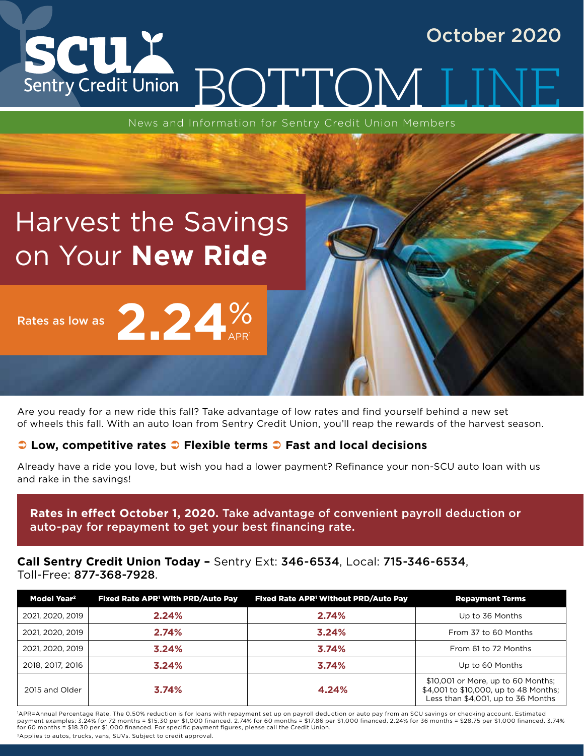# SCU Sentry Credit Union BOTTOM LINE

October 2020

News and Information for Sentry Credit Union Members

## Harvest the Savings on Your **New Ride**

Rates as low as **2.24%** APR[1]

Are you ready for a new ride this fall? Take advantage of low rates and find yourself behind a new set of wheels this fall. With an auto loan from Sentry Credit Union, you'll reap the rewards of the harvest season.

**➲ Low, competitive rates ➲ Flexible terms ➲ Fast and local decisions**

Already have a ride you love, but wish you had a lower payment? Refinance your non-SCU auto loan with us and rake in the savings!

**Rates in effect October 1, 2020.** Take advantage of convenient payroll deduction or auto-pay for repayment to get your best financing rate.

**Call Sentry Credit Union Today –** Sentry Ext: **346-6534**, Local: **715-346-6534**, Toll-Free: **877-368-7928**.

| Model Year[2] | Fixed Rate APR[1] With PRD/Auto Pay | Fixed Rate APR[1] Without PRD/Auto Pay | Repayment Terms |
|---|---|---|---|
| 2021, 2020, 2019 | **2.24%** | **2.74%** | Up to 36 Months |
| 2021, 2020, 2019 | **2.74%** | **3.24%** | From 37 to 60 Months |
| 2021, 2020, 2019 | **3.24%** | **3.74%** | From 61 to 72 Months |
| 2018, 2017, 2016 | **3.24%** | **3.74%** | Up to 60 Months |
| 2015 and Older | **3.74%** | **4.24%** | $10,001 or More, up to 60 Months; $4,001 to $10,000, up to 48 Months; Less than $4,001, up to 36 Months |

[1]APR=Annual Percentage Rate. The 0.50% reduction is for loans with repayment set up on payroll deduction or auto pay from an SCU savings or checking account. Estimated payment examples: 3.24% for 72 months = $15.30 per $1,000 financed. 2.74% for 60 months = $17.86 per $1,000 financed. 2.24% for 36 months = $28.75 per $1,000 financed. 3.74% for 60 months = $18.30 per $1,000 financed. For specific payment figures, please call the Credit Union.

[2]Applies to autos, trucks, vans, SUVs. Subject to credit approval.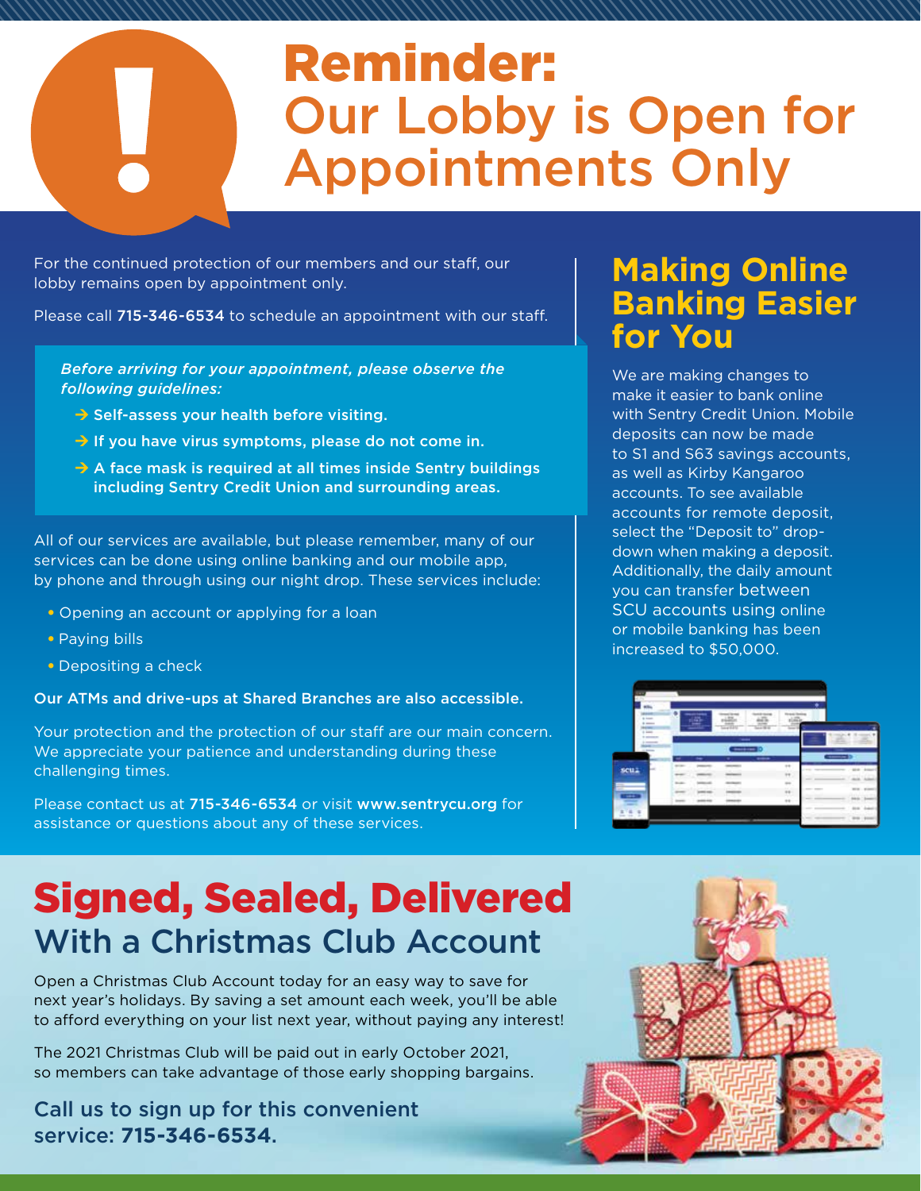# Reminder: Our Lobby is Open for Appointments Only

For the continued protection of our members and our staff, our lobby remains open by appointment only.

Please call **715-346-6534** to schedule an appointment with our staff.

***Before arriving for your appointment, please observe the following guidelines:***

- **Self-assess your health before visiting.**
- **If you have virus symptoms, please do not come in.**
- **A face mask is required at all times inside Sentry buildings including Sentry Credit Union and surrounding areas.**

All of our services are available, but please remember, many of our services can be done using online banking and our mobile app, by phone and through using our night drop. These services include:

- Opening an account or applying for a loan
- Paying bills
- Depositing a check

**Our ATMs and drive-ups at Shared Branches are also accessible.**

Your protection and the protection of our staff are our main concern. We appreciate your patience and understanding during these challenging times.

Please contact us at **715-346-6534** or visit **www.sentrycu.org** for assistance or questions about any of these services.

## Making Online Banking Easier for You

We are making changes to make it easier to bank online with Sentry Credit Union. Mobile deposits can now be made to S1 and S63 savings accounts, as well as Kirby Kangaroo accounts. To see available accounts for remote deposit, select the "Deposit to" drop-down when making a deposit. Additionally, the daily amount you can transfer between SCU accounts using online or mobile banking has been increased to $50,000.

# Signed, Sealed, Delivered

## With a Christmas Club Account

Open a Christmas Club Account today for an easy way to save for next year's holidays. By saving a set amount each week, you'll be able to afford everything on your list next year, without paying any interest!

The 2021 Christmas Club will be paid out in early October 2021, so members can take advantage of those early shopping bargains.

**Call us to sign up for this convenient service: 715-346-6534.**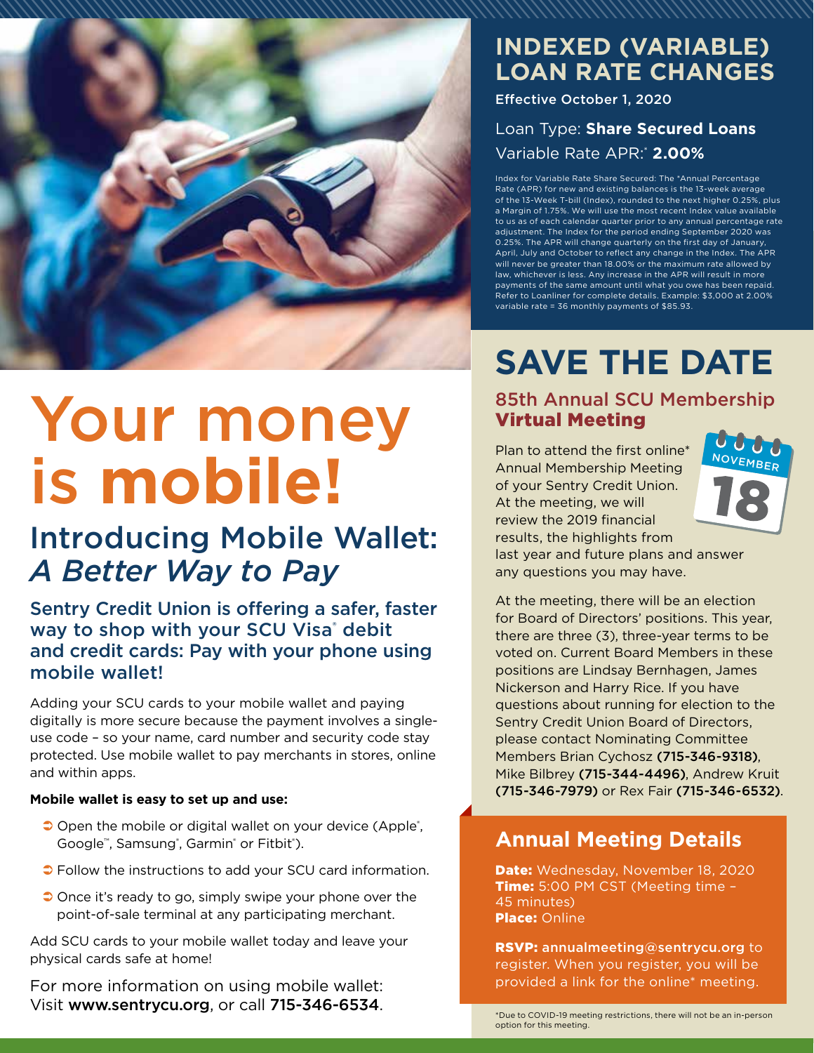# Your money is mobile!

## Introducing Mobile Wallet: *A Better Way to Pay*

### Sentry Credit Union is offering a safer, faster way to shop with your SCU Visa® debit and credit cards: Pay with your phone using mobile wallet!

Adding your SCU cards to your mobile wallet and paying digitally is more secure because the payment involves a single-use code – so your name, card number and security code stay protected. Use mobile wallet to pay merchants in stores, online and within apps.

**Mobile wallet is easy to set up and use:**

- Open the mobile or digital wallet on your device (Apple®, Google™, Samsung®, Garmin® or Fitbit®).
- Follow the instructions to add your SCU card information.
- Once it's ready to go, simply swipe your phone over the point-of-sale terminal at any participating merchant.

Add SCU cards to your mobile wallet today and leave your physical cards safe at home!

For more information on using mobile wallet: Visit **www.sentrycu.org**, or call **715-346-6534**.

## INDEXED (VARIABLE) LOAN RATE CHANGES

**Effective October 1, 2020**

Loan Type: **Share Secured Loans**

Variable Rate APR:* **2.00%**

Index for Variable Rate Share Secured: The *Annual Percentage Rate (APR) for new and existing balances is the 13-week average of the 13-Week T-bill (Index), rounded to the next higher 0.25%, plus a Margin of 1.75%. We will use the most recent Index value available to us as of each calendar quarter prior to any annual percentage rate adjustment. The Index for the period ending September 2020 was 0.25%. The APR will change quarterly on the first day of January, April, July and October to reflect any change in the Index. The APR will never be greater than 18.00% or the maximum rate allowed by law, whichever is less. Any increase in the APR will result in more payments of the same amount until what you owe has been repaid. Refer to Loanliner for complete details. Example: $3,000 at 2.00% variable rate = 36 monthly payments of $85.93.

## SAVE THE DATE

### 85th Annual SCU Membership **Virtual Meeting**

NOVEMBER 18

Plan to attend the first online* Annual Membership Meeting of your Sentry Credit Union. At the meeting, we will review the 2019 financial results, the highlights from last year and future plans and answer any questions you may have.

At the meeting, there will be an election for Board of Directors' positions. This year, there are three (3), three-year terms to be voted on. Current Board Members in these positions are Lindsay Bernhagen, James Nickerson and Harry Rice. If you have questions about running for election to the Sentry Credit Union Board of Directors, please contact Nominating Committee Members Brian Cychosz **(715-346-9318)**, Mike Bilbrey **(715-344-4496)**, Andrew Kruit **(715-346-7979)** or Rex Fair **(715-346-6532)**.

### Annual Meeting Details

**Date:** Wednesday, November 18, 2020
**Time:** 5:00 PM CST (Meeting time – 45 minutes)
**Place:** Online

**RSVP: annualmeeting@sentrycu.org** to register. When you register, you will be provided a link for the online* meeting.

*Due to COVID-19 meeting restrictions, there will not be an in-person option for this meeting.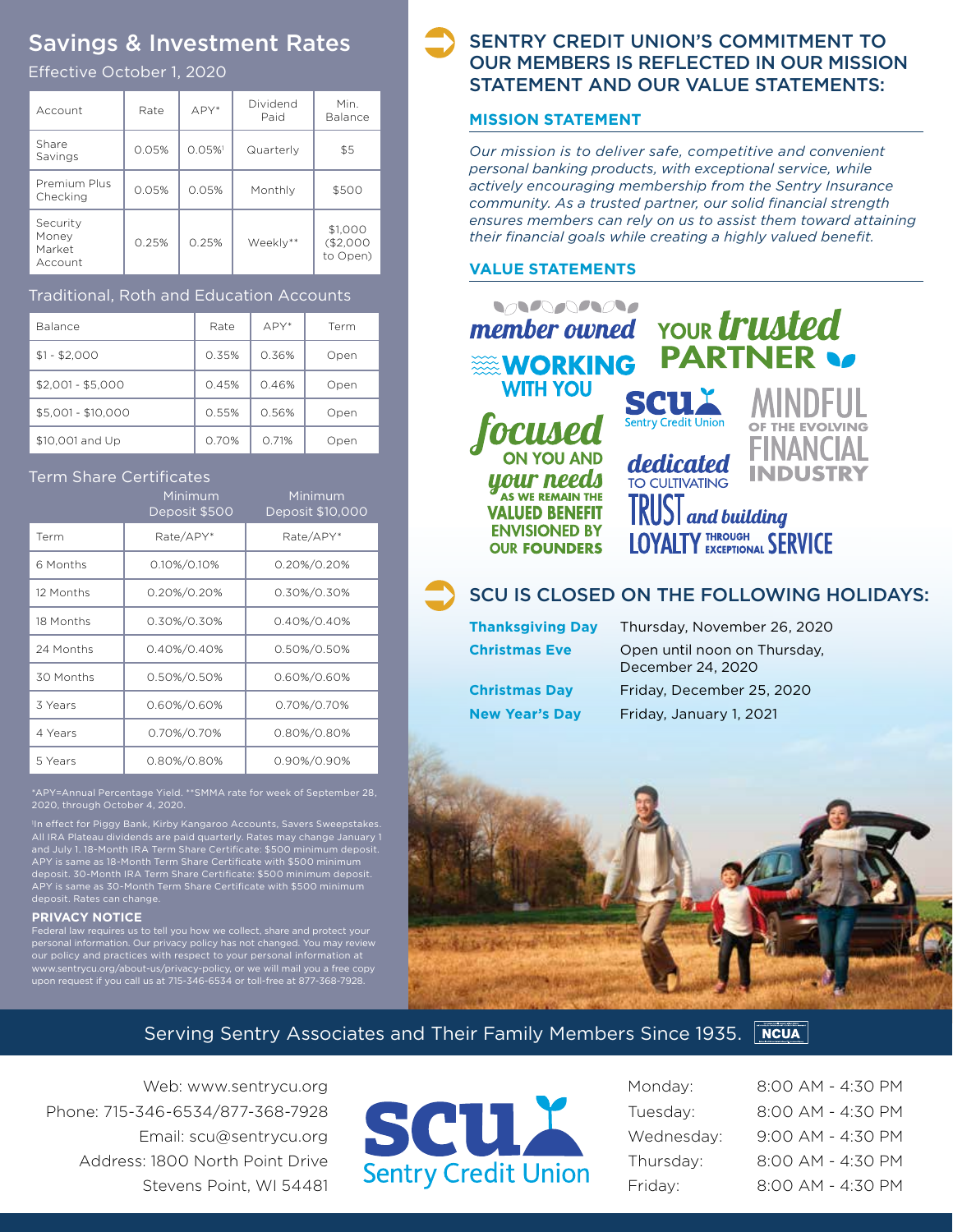## Savings & Investment Rates

Effective October 1, 2020

| Account | Rate | APY* | Dividend Paid | Min. Balance |
|---|---|---|---|---|
| Share Savings | 0.05% | 0.05%[1] | Quarterly | $5 |
| Premium Plus Checking | 0.05% | 0.05% | Monthly | $500 |
| Security Money Market Account | 0.25% | 0.25% | Weekly** | $1,000 ($2,000 to Open) |

### Traditional, Roth and Education Accounts

| Balance | Rate | APY* | Term |
|---|---|---|---|
| $1 - $2,000 | 0.35% | 0.36% | Open |
| $2,001 - $5,000 | 0.45% | 0.46% | Open |
| $5,001 - $10,000 | 0.55% | 0.56% | Open |
| $10,001 and Up | 0.70% | 0.71% | Open |

### Term Share Certificates

| | Minimum Deposit $500 | Minimum Deposit $10,000 |
|---|---|---|
| Term | Rate/APY* | Rate/APY* |
| 6 Months | 0.10%/0.10% | 0.20%/0.20% |
| 12 Months | 0.20%/0.20% | 0.30%/0.30% |
| 18 Months | 0.30%/0.30% | 0.40%/0.40% |
| 24 Months | 0.40%/0.40% | 0.50%/0.50% |
| 30 Months | 0.50%/0.50% | 0.60%/0.60% |
| 3 Years | 0.60%/0.60% | 0.70%/0.70% |
| 4 Years | 0.70%/0.70% | 0.80%/0.80% |
| 5 Years | 0.80%/0.80% | 0.90%/0.90% |

*APY=Annual Percentage Yield. **SMMA rate for week of September 28, 2020, through October 4, 2020.

[1]In effect for Piggy Bank, Kirby Kangaroo Accounts, Savers Sweepstakes. All IRA Plateau dividends are paid quarterly. Rates may change January 1 and July 1. 18-Month IRA Term Share Certificate: $500 minimum deposit. APY is same as 18-Month Term Share Certificate with $500 minimum deposit. 30-Month IRA Term Share Certificate: $500 minimum deposit. APY is same as 30-Month Term Share Certificate with $500 minimum deposit. Rates can change.

**PRIVACY NOTICE**

Federal law requires us to tell you how we collect, share and protect your personal information. Our privacy policy has not changed. You may review our policy and practices with respect to your personal information at www.sentrycu.org/about-us/privacy-policy, or we will mail you a free copy upon request if you call us at 715-346-6534 or toll-free at 877-368-7928.

## SENTRY CREDIT UNION'S COMMITMENT TO OUR MEMBERS IS REFLECTED IN OUR MISSION STATEMENT AND OUR VALUE STATEMENTS:

### MISSION STATEMENT

*Our mission is to deliver safe, competitive and convenient personal banking products, with exceptional service, while actively encouraging membership from the Sentry Insurance community. As a trusted partner, our solid financial strength ensures members can rely on us to assist them toward attaining their financial goals while creating a highly valued benefit.*

### VALUE STATEMENTS

member owned

YOUR trusted PARTNER

WORKING WITH YOU

SCU Sentry Credit Union

MINDFUL OF THE EVOLVING FINANCIAL INDUSTRY

focused ON YOU AND your needs AS WE REMAIN THE VALUED BENEFIT ENVISIONED BY OUR FOUNDERS

dedicated TO CULTIVATING TRUST and building LOYALTY THROUGH EXCEPTIONAL SERVICE

## SCU IS CLOSED ON THE FOLLOWING HOLIDAYS:

| | |
|---|---|
| **Thanksgiving Day** | Thursday, November 26, 2020 |
| **Christmas Eve** | Open until noon on Thursday, December 24, 2020 |
| **Christmas Day** | Friday, December 25, 2020 |
| **New Year's Day** | Friday, January 1, 2021 |

Serving Sentry Associates and Their Family Members Since 1935. NCUA

Web: www.sentrycu.org
Phone: 715-346-6534/877-368-7928
Email: scu@sentrycu.org
Address: 1800 North Point Drive
Stevens Point, WI 54481

SCU Sentry Credit Union

| | |
|---|---|
| Monday: | 8:00 AM - 4:30 PM |
| Tuesday: | 8:00 AM - 4:30 PM |
| Wednesday: | 9:00 AM - 4:30 PM |
| Thursday: | 8:00 AM - 4:30 PM |
| Friday: | 8:00 AM - 4:30 PM |